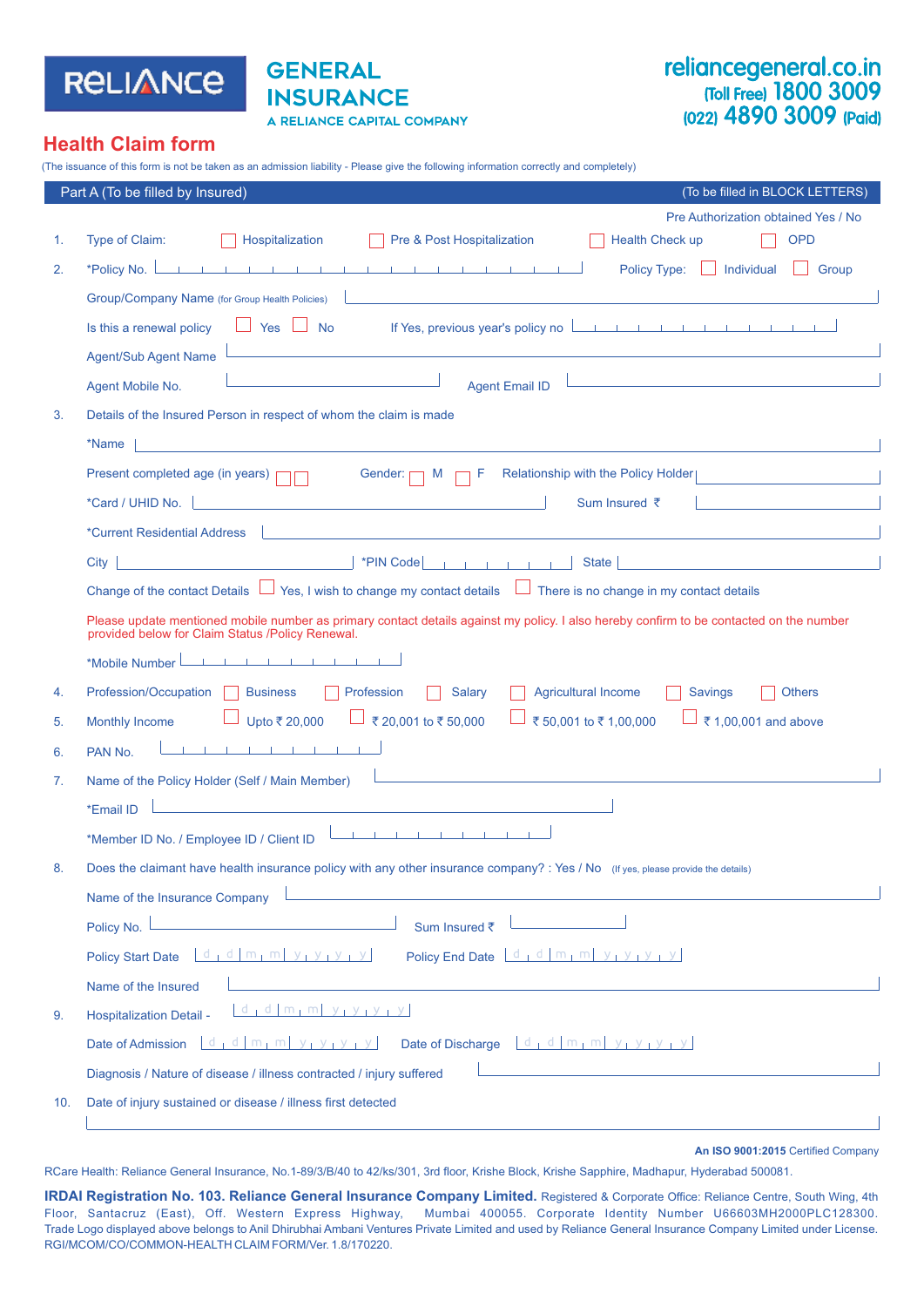RELIANCE

**GENERAL INSURANCE**
A RELIANCE CAPITAL COMPANY

reliancegeneral.co.in
(Toll Free) 1800 3009
(022) 4890 3009 (Paid)

# Health Claim form

(The issuance of this form is not be taken as an admission liability - Please give the following information correctly and completely)

## Part A (To be filled by Insured)

(To be filled in BLOCK LETTERS)

Pre Authorization obtained Yes / No

1. Type of Claim: ☐ Hospitalization ☐ Pre & Post Hospitalization ☐ Health Check up ☐ OPD

2. *Policy No. ____________ Policy Type: ☐ Individual ☐ Group

   Group/Company Name (for Group Health Policies) ____________

   Is this a renewal policy ☐ Yes ☐ No If Yes, previous year's policy no ____________

   Agent/Sub Agent Name ____________

   Agent Mobile No. ____________ Agent Email ID ____________

3. Details of the Insured Person in respect of whom the claim is made

   *Name ____________

   Present completed age (in years) ☐☐ Gender: ☐ M ☐ F Relationship with the Policy Holder ____________

   *Card / UHID No. ____________ Sum Insured ₹ ____________

   *Current Residential Address ____________

   City ____________ *PIN Code ____________ State ____________

   Change of the contact Details ☐ Yes, I wish to change my contact details ☐ There is no change in my contact details

   Please update mentioned mobile number as primary contact details against my policy. I also hereby confirm to be contacted on the number provided below for Claim Status /Policy Renewal.

   *Mobile Number ____________

4. Profession/Occupation ☐ Business ☐ Profession ☐ Salary ☐ Agricultural Income ☐ Savings ☐ Others

5. Monthly Income ☐ Upto ₹ 20,000 ☐ ₹ 20,001 to ₹ 50,000 ☐ ₹ 50,001 to ₹ 1,00,000 ☐ ₹ 1,00,001 and above

6. PAN No. ____________

7. Name of the Policy Holder (Self / Main Member) ____________

   *Email ID ____________

   *Member ID No. / Employee ID / Client ID ____________

8. Does the claimant have health insurance policy with any other insurance company? : Yes / No (If yes, please provide the details)

   Name of the Insurance Company ____________

   Policy No. ____________ Sum Insured ₹ ____________

   Policy Start Date d d m m y y y y Policy End Date d d m m y y y y

   Name of the Insured ____________

9. Hospitalization Detail - d d m m y y y y

   Date of Admission d d m m y y y y Date of Discharge d d m m y y y y

   Diagnosis / Nature of disease / illness contracted / injury suffered ____________

10. Date of injury sustained or disease / illness first detected

    ____________

An ISO 9001:2015 Certified Company

RCare Health: Reliance General Insurance, No.1-89/3/B/40 to 42/ks/301, 3rd floor, Krishe Block, Krishe Sapphire, Madhapur, Hyderabad 500081.

**IRDAI Registration No. 103. Reliance General Insurance Company Limited.** Registered & Corporate Office: Reliance Centre, South Wing, 4th Floor, Santacruz (East), Off. Western Express Highway, Mumbai 400055. Corporate Identity Number U66603MH2000PLC128300. Trade Logo displayed above belongs to Anil Dhirubhai Ambani Ventures Private Limited and used by Reliance General Insurance Company Limited under License. RGI/MCOM/CO/COMMON-HEALTH CLAIM FORM/Ver. 1.8/170220.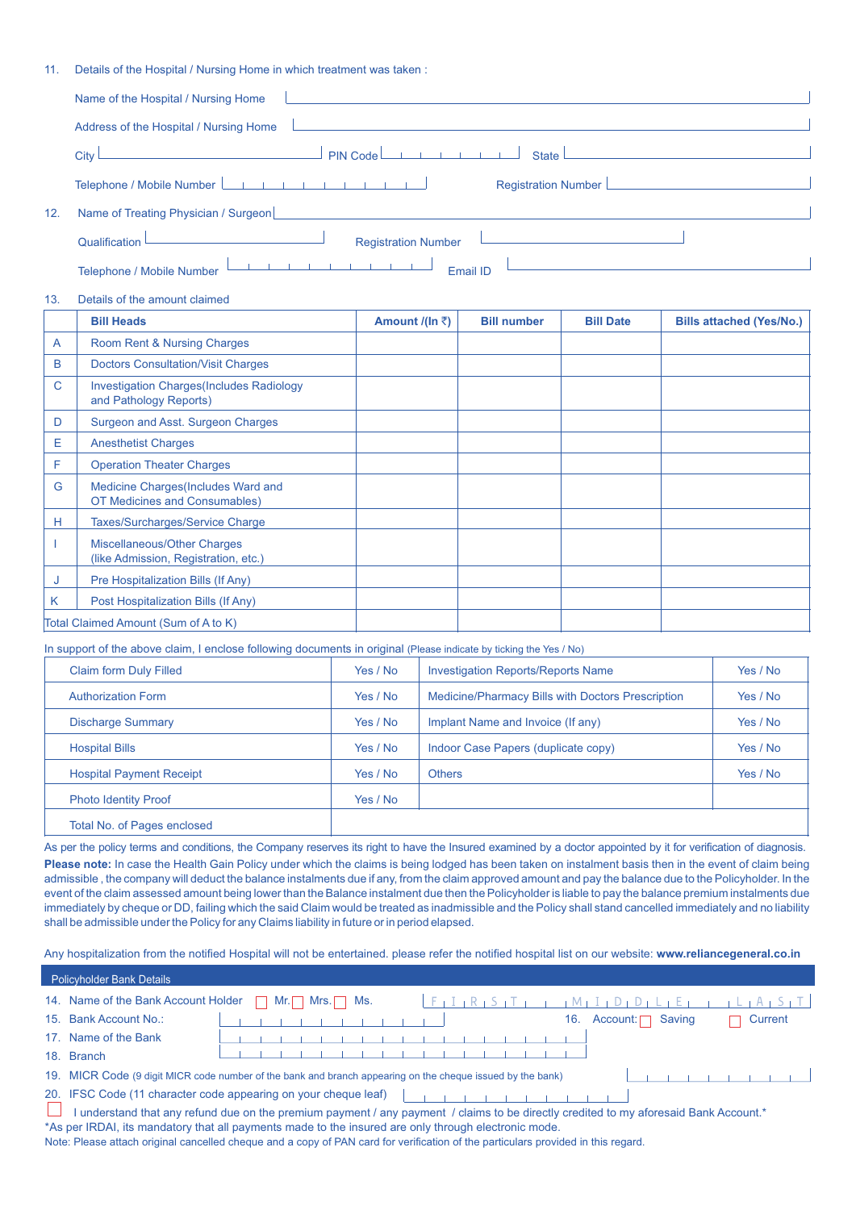11. Details of the Hospital / Nursing Home in which treatment was taken :

Name of the Hospital / Nursing Home

Address of the Hospital / Nursing Home

City PIN Code State

Telephone / Mobile Number Registration Number

12. Name of Treating Physician / Surgeon

Qualification Registration Number

Telephone / Mobile Number Email ID

13. Details of the amount claimed

| | Bill Heads | Amount /(In ₹) | Bill number | Bill Date | Bills attached (Yes/No.) |
|---|---|---|---|---|---|
| A | Room Rent & Nursing Charges | | | | |
| B | Doctors Consultation/Visit Charges | | | | |
| C | Investigation Charges(Includes Radiology and Pathology Reports) | | | | |
| D | Surgeon and Asst. Surgeon Charges | | | | |
| E | Anesthetist Charges | | | | |
| F | Operation Theater Charges | | | | |
| G | Medicine Charges(Includes Ward and OT Medicines and Consumables) | | | | |
| H | Taxes/Surcharges/Service Charge | | | | |
| I | Miscellaneous/Other Charges (like Admission, Registration, etc.) | | | | |
| J | Pre Hospitalization Bills (If Any) | | | | |
| K | Post Hospitalization Bills (If Any) | | | | |
| Total Claimed Amount (Sum of A to K) | | | | | |

In support of the above claim, I enclose following documents in original (Please indicate by ticking the Yes / No)

| Document | Yes / No | Document | Yes / No |
|---|---|---|---|
| Claim form Duly Filled | Yes / No | Investigation Reports/Reports Name | Yes / No |
| Authorization Form | Yes / No | Medicine/Pharmacy Bills with Doctors Prescription | Yes / No |
| Discharge Summary | Yes / No | Implant Name and Invoice (If any) | Yes / No |
| Hospital Bills | Yes / No | Indoor Case Papers (duplicate copy) | Yes / No |
| Hospital Payment Receipt | Yes / No | Others | Yes / No |
| Photo Identity Proof | Yes / No | | |
| Total No. of Pages enclosed | | | |

As per the policy terms and conditions, the Company reserves its right to have the Insured examined by a doctor appointed by it for verification of diagnosis.

**Please note:** In case the Health Gain Policy under which the claims is being lodged has been taken on instalment basis then in the event of claim being admissible , the company will deduct the balance instalments due if any, from the claim approved amount and pay the balance due to the Policyholder. In the event of the claim assessed amount being lower than the Balance instalment due then the Policyholder is liable to pay the balance premium instalments due immediately by cheque or DD, failing which the said Claim would be treated as inadmissible and the Policy shall stand cancelled immediately and no liability shall be admissible under the Policy for any Claims liability in future or in period elapsed.

Any hospitalization from the notified Hospital will not be entertained. please refer the notified hospital list on our website: **www.reliancegeneral.co.in**

## Policyholder Bank Details

14. Name of the Bank Account Holder ☐ Mr. ☐ Mrs. ☐ Ms. FIRST MIDDLE LAST

15. Bank Account No.: 16. Account: ☐ Saving ☐ Current

17. Name of the Bank

18. Branch

19. MICR Code (9 digit MICR code number of the bank and branch appearing on the cheque issued by the bank)

20. IFSC Code (11 character code appearing on your cheque leaf)

☐ I understand that any refund due on the premium payment / any payment / claims to be directly credited to my aforesaid Bank Account.*

*As per IRDAI, its mandatory that all payments made to the insured are only through electronic mode.

Note: Please attach original cancelled cheque and a copy of PAN card for verification of the particulars provided in this regard.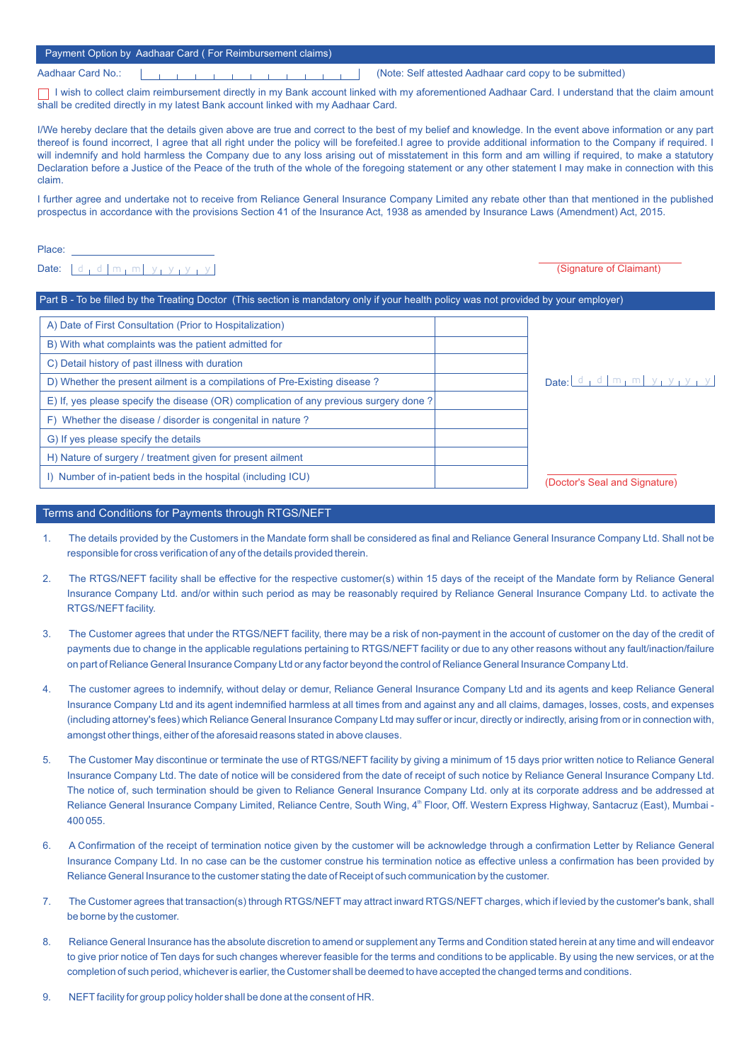## Payment Option by Aadhaar Card ( For Reimbursement claims)

Aadhaar Card No.: | | | | | | | | | | | | (Note: Self attested Aadhaar card copy to be submitted)

☐ I wish to collect claim reimbursement directly in my Bank account linked with my aforementioned Aadhaar Card. I understand that the claim amount shall be credited directly in my latest Bank account linked with my Aadhaar Card.

I/We hereby declare that the details given above are true and correct to the best of my belief and knowledge. In the event above information or any part thereof is found incorrect, I agree that all right under the policy will be forefeited.I agree to provide additional information to the Company if required. I will indemnify and hold harmless the Company due to any loss arising out of misstatement in this form and am willing if required, to make a statutory Declaration before a Justice of the Peace of the truth of the whole of the foregoing statement or any other statement I may make in connection with this claim.

I further agree and undertake not to receive from Reliance General Insurance Company Limited any rebate other than that mentioned in the published prospectus in accordance with the provisions Section 41 of the Insurance Act, 1938 as amended by Insurance Laws (Amendment) Act, 2015.

Place: ____________________

Date: d d | m m | y y y y

(Signature of Claimant)

## Part B - To be filled by the Treating Doctor (This section is mandatory only if your health policy was not provided by your employer)

| | |
|---|---|
| A) Date of First Consultation (Prior to Hospitalization) | |
| B) With what complaints was the patient admitted for | |
| C) Detail history of past illness with duration | |
| D) Whether the present ailment is a compilations of Pre-Existing disease ? | |
| E) If, yes please specify the disease (OR) complication of any previous surgery done ? | |
| F) Whether the disease / disorder is congenital in nature ? | |
| G) If yes please specify the details | |
| H) Nature of surgery / treatment given for present ailment | |
| I) Number of in-patient beds in the hospital (including ICU) | |

Date: d d | m m | y y y y

(Doctor's Seal and Signature)

## Terms and Conditions for Payments through RTGS/NEFT

1. The details provided by the Customers in the Mandate form shall be considered as final and Reliance General Insurance Company Ltd. Shall not be responsible for cross verification of any of the details provided therein.

2. The RTGS/NEFT facility shall be effective for the respective customer(s) within 15 days of the receipt of the Mandate form by Reliance General Insurance Company Ltd. and/or within such period as may be reasonably required by Reliance General Insurance Company Ltd. to activate the RTGS/NEFT facility.

3. The Customer agrees that under the RTGS/NEFT facility, there may be a risk of non-payment in the account of customer on the day of the credit of payments due to change in the applicable regulations pertaining to RTGS/NEFT facility or due to any other reasons without any fault/inaction/failure on part of Reliance General Insurance Company Ltd or any factor beyond the control of Reliance General Insurance Company Ltd.

4. The customer agrees to indemnify, without delay or demur, Reliance General Insurance Company Ltd and its agents and keep Reliance General Insurance Company Ltd and its agent indemnified harmless at all times from and against any and all claims, damages, losses, costs, and expenses (including attorney's fees) which Reliance General Insurance Company Ltd may suffer or incur, directly or indirectly, arising from or in connection with, amongst other things, either of the aforesaid reasons stated in above clauses.

5. The Customer May discontinue or terminate the use of RTGS/NEFT facility by giving a minimum of 15 days prior written notice to Reliance General Insurance Company Ltd. The date of notice will be considered from the date of receipt of such notice by Reliance General Insurance Company Ltd. The notice of, such termination should be given to Reliance General Insurance Company Ltd. only at its corporate address and be addressed at Reliance General Insurance Company Limited, Reliance Centre, South Wing, 4th Floor, Off. Western Express Highway, Santacruz (East), Mumbai - 400 055.

6. A Confirmation of the receipt of termination notice given by the customer will be acknowledge through a confirmation Letter by Reliance General Insurance Company Ltd. In no case can be the customer construe his termination notice as effective unless a confirmation has been provided by Reliance General Insurance to the customer stating the date of Receipt of such communication by the customer.

7. The Customer agrees that transaction(s) through RTGS/NEFT may attract inward RTGS/NEFT charges, which if levied by the customer's bank, shall be borne by the customer.

8. Reliance General Insurance has the absolute discretion to amend or supplement any Terms and Condition stated herein at any time and will endeavor to give prior notice of Ten days for such changes wherever feasible for the terms and conditions to be applicable. By using the new services, or at the completion of such period, whichever is earlier, the Customer shall be deemed to have accepted the changed terms and conditions.

9. NEFT facility for group policy holder shall be done at the consent of HR.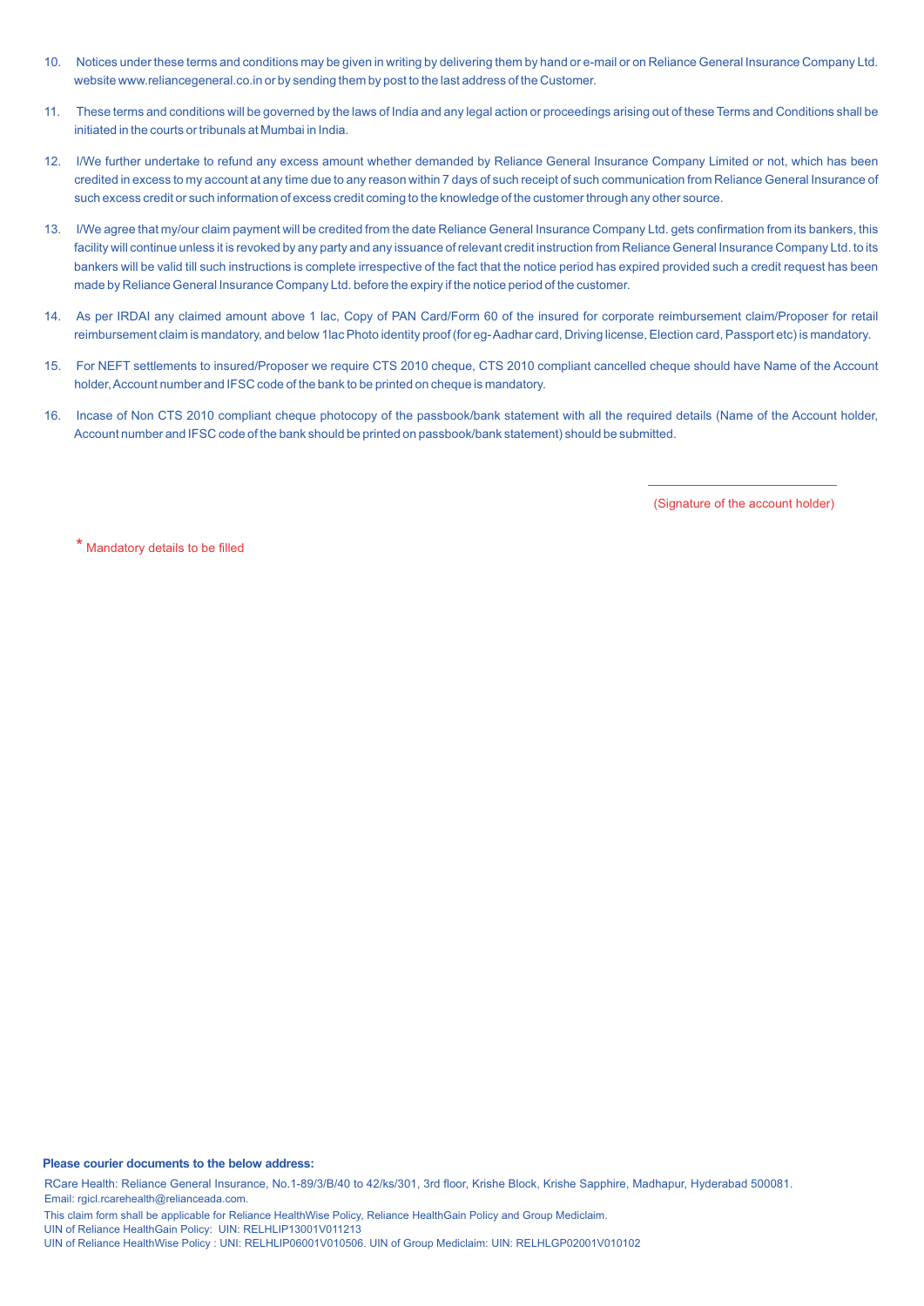10. Notices under these terms and conditions may be given in writing by delivering them by hand or e-mail or on Reliance General Insurance Company Ltd. website www.reliancegeneral.co.in or by sending them by post to the last address of the Customer.

11. These terms and conditions will be governed by the laws of India and any legal action or proceedings arising out of these Terms and Conditions shall be initiated in the courts or tribunals at Mumbai in India.

12. I/We further undertake to refund any excess amount whether demanded by Reliance General Insurance Company Limited or not, which has been credited in excess to my account at any time due to any reason within 7 days of such receipt of such communication from Reliance General Insurance of such excess credit or such information of excess credit coming to the knowledge of the customer through any other source.

13. I/We agree that my/our claim payment will be credited from the date Reliance General Insurance Company Ltd. gets confirmation from its bankers, this facility will continue unless it is revoked by any party and any issuance of relevant credit instruction from Reliance General Insurance Company Ltd. to its bankers will be valid till such instructions is complete irrespective of the fact that the notice period has expired provided such a credit request has been made by Reliance General Insurance Company Ltd. before the expiry if the notice period of the customer.

14. As per IRDAI any claimed amount above 1 lac, Copy of PAN Card/Form 60 of the insured for corporate reimbursement claim/Proposer for retail reimbursement claim is mandatory, and below 1lac Photo identity proof (for eg- Aadhar card, Driving license, Election card, Passport etc) is mandatory.

15. For NEFT settlements to insured/Proposer we require CTS 2010 cheque, CTS 2010 compliant cancelled cheque should have Name of the Account holder, Account number and IFSC code of the bank to be printed on cheque is mandatory.

16. Incase of Non CTS 2010 compliant cheque photocopy of the passbook/bank statement with all the required details (Name of the Account holder, Account number and IFSC code of the bank should be printed on passbook/bank statement) should be submitted.

______________________________

(Signature of the account holder)

* Mandatory details to be filled

**Please courier documents to the below address:**

RCare Health: Reliance General Insurance, No.1-89/3/B/40 to 42/ks/301, 3rd floor, Krishe Block, Krishe Sapphire, Madhapur, Hyderabad 500081.
Email: rgicl.rcarehealth@relianceada.com.

This claim form shall be applicable for Reliance HealthWise Policy, Reliance HealthGain Policy and Group Mediclaim.
UIN of Reliance HealthGain Policy: UIN: RELHLIP13001V011213
UIN of Reliance HealthWise Policy : UNI: RELHLIP06001V010506. UIN of Group Mediclaim: UIN: RELHLGP02001V010102